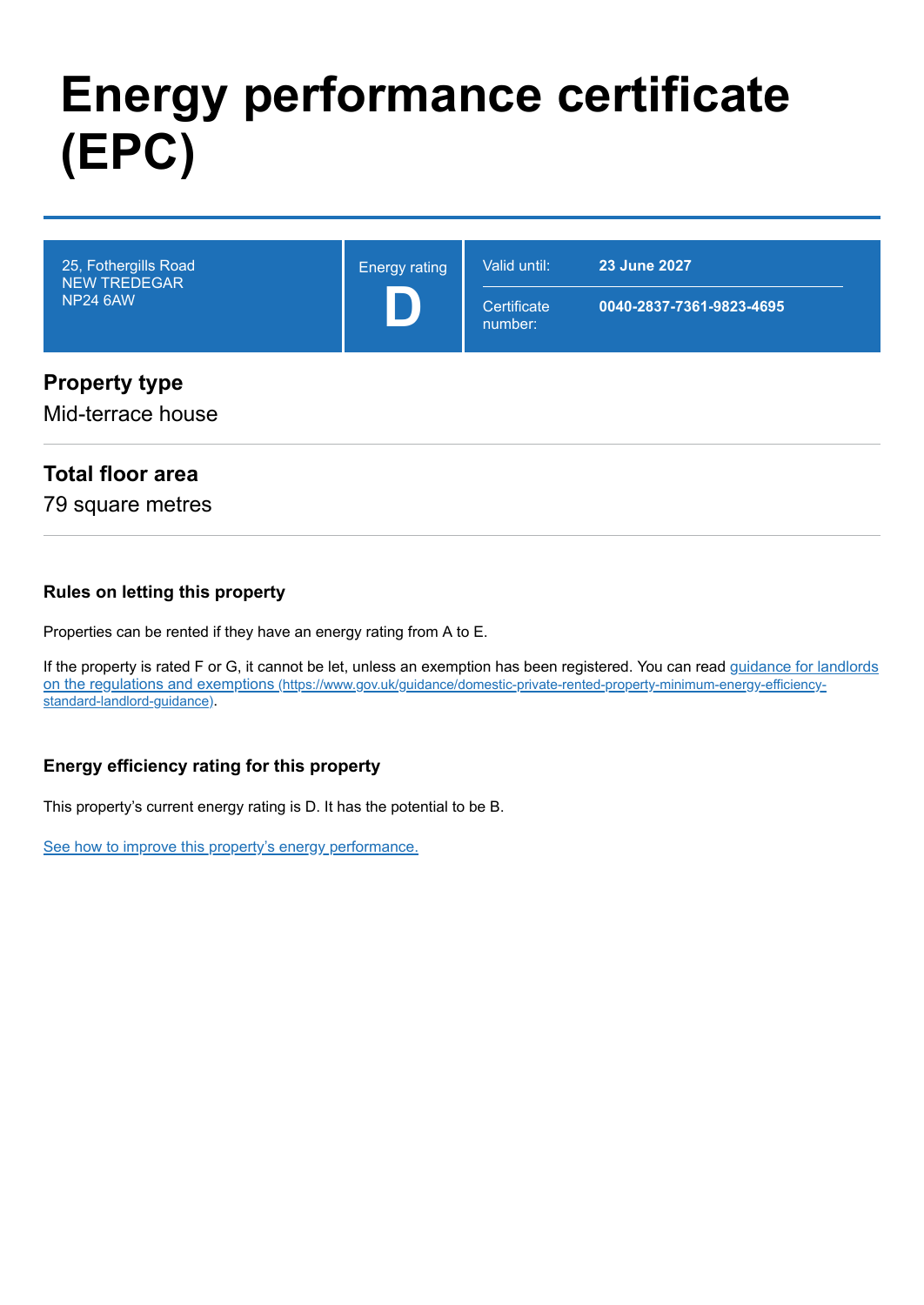# Energy performance certificate (EPC)

| 25, Fothergills Road<br>NEW TREDEGAR<br>NP24 6AW | Energy rating<br>**D** | Valid until: | **23 June 2027** |
| --- | --- | --- | --- |
| | | Certificate number: | **0040-2837-7361-9823-4695** |

## Property type

Mid-terrace house

## Total floor area

79 square metres

### Rules on letting this property

Properties can be rented if they have an energy rating from A to E.

If the property is rated F or G, it cannot be let, unless an exemption has been registered. You can read guidance for landlords on the regulations and exemptions (https://www.gov.uk/guidance/domestic-private-rented-property-minimum-energy-efficiency-standard-landlord-guidance).

### Energy efficiency rating for this property

This property's current energy rating is D. It has the potential to be B.

See how to improve this property's energy performance.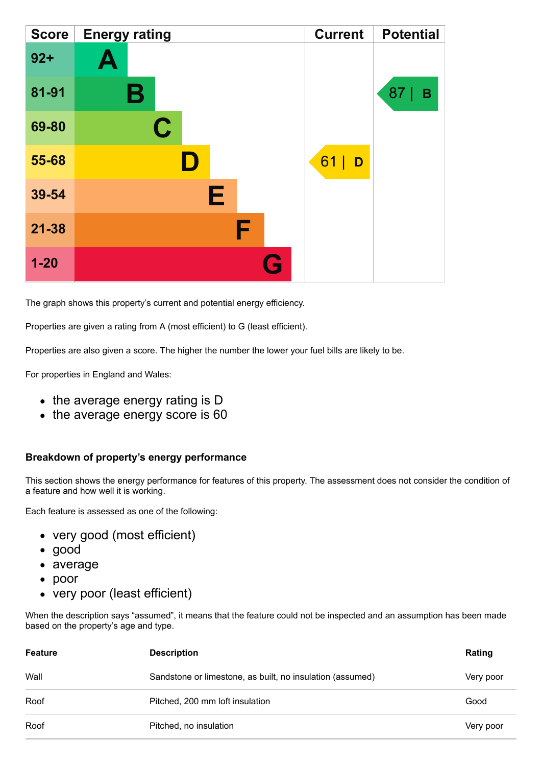| Score | Energy rating | Current | Potential |
|---|---|---|---|
| 92+ | A | | |
| 81-91 | B | | 87 \| B |
| 69-80 | C | | |
| 55-68 | D | 61 \| D | |
| 39-54 | E | | |
| 21-38 | F | | |
| 1-20 | G | | |

The graph shows this property's current and potential energy efficiency.

Properties are given a rating from A (most efficient) to G (least efficient).

Properties are also given a score. The higher the number the lower your fuel bills are likely to be.

For properties in England and Wales:

- the average energy rating is D
- the average energy score is 60

### Breakdown of property's energy performance

This section shows the energy performance for features of this property. The assessment does not consider the condition of a feature and how well it is working.

Each feature is assessed as one of the following:

- very good (most efficient)
- good
- average
- poor
- very poor (least efficient)

When the description says "assumed", it means that the feature could not be inspected and an assumption has been made based on the property's age and type.

| Feature | Description | Rating |
|---|---|---|
| Wall | Sandstone or limestone, as built, no insulation (assumed) | Very poor |
| Roof | Pitched, 200 mm loft insulation | Good |
| Roof | Pitched, no insulation | Very poor |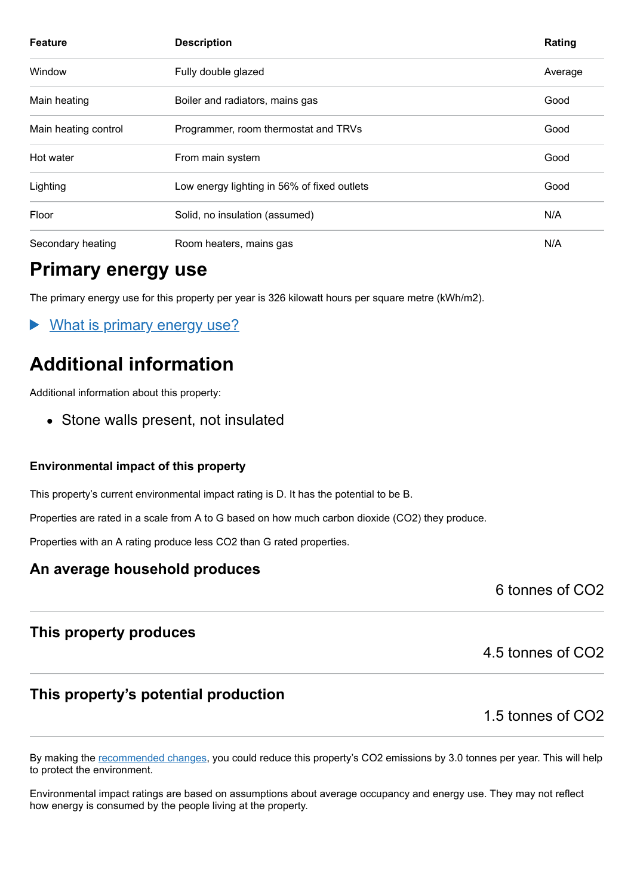| Feature | Description | Rating |
|---|---|---|
| Window | Fully double glazed | Average |
| Main heating | Boiler and radiators, mains gas | Good |
| Main heating control | Programmer, room thermostat and TRVs | Good |
| Hot water | From main system | Good |
| Lighting | Low energy lighting in 56% of fixed outlets | Good |
| Floor | Solid, no insulation (assumed) | N/A |
| Secondary heating | Room heaters, mains gas | N/A |

# Primary energy use

The primary energy use for this property per year is 326 kilowatt hours per square metre (kWh/m2).

▶ What is primary energy use?

# Additional information

Additional information about this property:

- Stone walls present, not insulated

### Environmental impact of this property

This property's current environmental impact rating is D. It has the potential to be B.

Properties are rated in a scale from A to G based on how much carbon dioxide ($CO_2$) they produce.

Properties with an A rating produce less $CO_2$ than G rated properties.

## An average household produces

6 tonnes of $CO_2$

## This property produces

4.5 tonnes of $CO_2$

## This property's potential production

1.5 tonnes of $CO_2$

By making the recommended changes, you could reduce this property's $CO_2$ emissions by 3.0 tonnes per year. This will help to protect the environment.

Environmental impact ratings are based on assumptions about average occupancy and energy use. They may not reflect how energy is consumed by the people living at the property.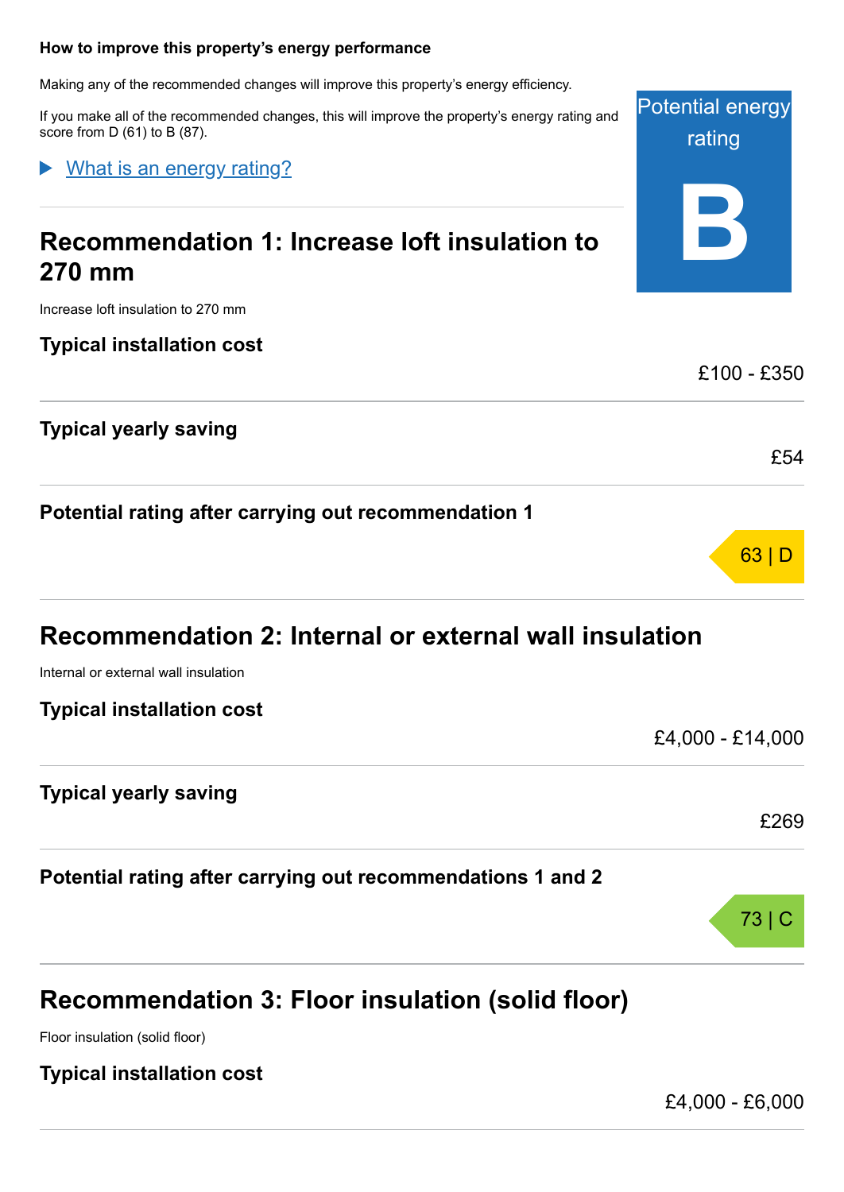### How to improve this property's energy performance

Making any of the recommended changes will improve this property's energy efficiency.

If you make all of the recommended changes, this will improve the property's energy rating and score from D (61) to B (87).

Potential energy rating

**B**

What is an energy rating?

## Recommendation 1: Increase loft insulation to 270 mm

Increase loft insulation to 270 mm

| | |
|---|---|
| **Typical installation cost** | £100 - £350 |
| **Typical yearly saving** | £54 |
| **Potential rating after carrying out recommendation 1** | 63 \| D |

## Recommendation 2: Internal or external wall insulation

Internal or external wall insulation

| | |
|---|---|
| **Typical installation cost** | £4,000 - £14,000 |
| **Typical yearly saving** | £269 |
| **Potential rating after carrying out recommendations 1 and 2** | 73 \| C |

## Recommendation 3: Floor insulation (solid floor)

Floor insulation (solid floor)

| | |
|---|---|
| **Typical installation cost** | £4,000 - £6,000 |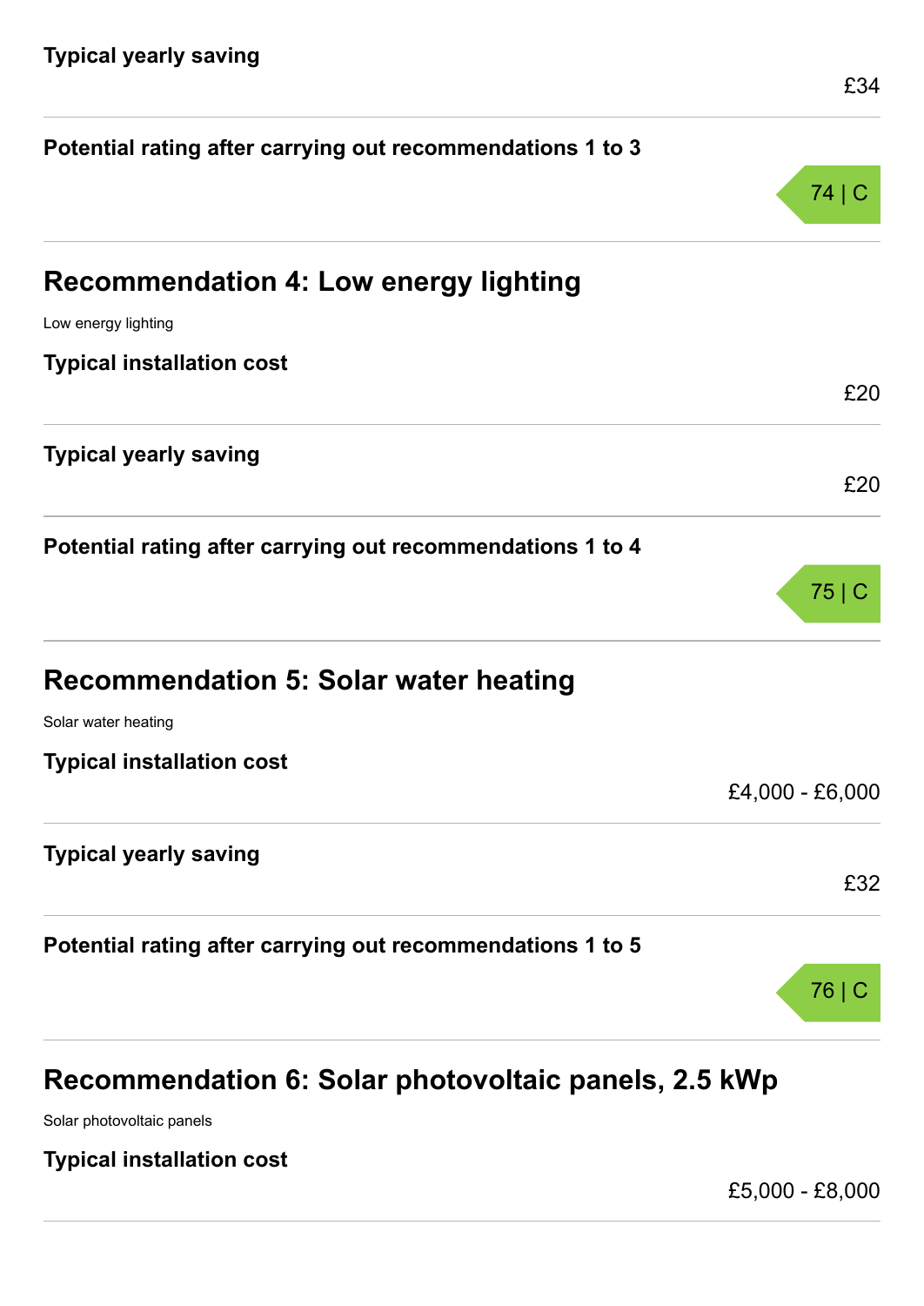**Typical yearly saving**

£34

**Potential rating after carrying out recommendations 1 to 3**

74 | C

## Recommendation 4: Low energy lighting

Low energy lighting

**Typical installation cost**

£20

**Typical yearly saving**

£20

**Potential rating after carrying out recommendations 1 to 4**

75 | C

## Recommendation 5: Solar water heating

Solar water heating

**Typical installation cost**

£4,000 - £6,000

**Typical yearly saving**

£32

**Potential rating after carrying out recommendations 1 to 5**

76 | C

## Recommendation 6: Solar photovoltaic panels, 2.5 kWp

Solar photovoltaic panels

**Typical installation cost**

£5,000 - £8,000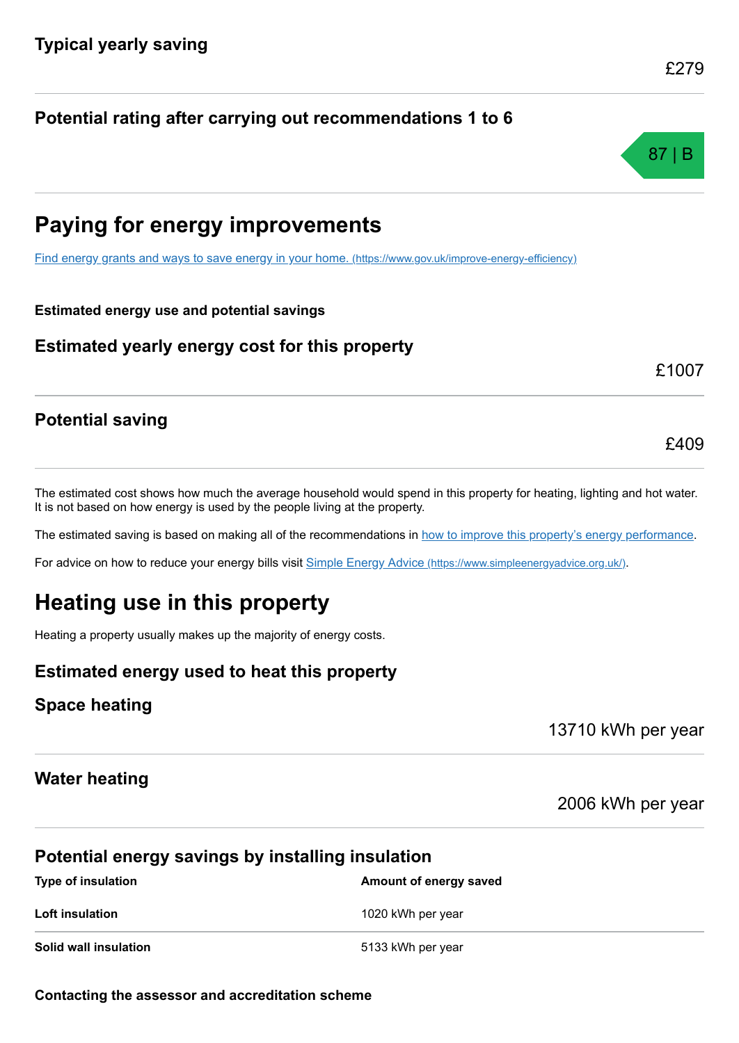### Typical yearly saving

£279

### Potential rating after carrying out recommendations 1 to 6

87 | B

## Paying for energy improvements

[Find energy grants and ways to save energy in your home. (https://www.gov.uk/improve-energy-efficiency)](https://www.gov.uk/improve-energy-efficiency)

**Estimated energy use and potential savings**

### Estimated yearly energy cost for this property

£1007

### Potential saving

£409

The estimated cost shows how much the average household would spend in this property for heating, lighting and hot water. It is not based on how energy is used by the people living at the property.

The estimated saving is based on making all of the recommendations in how to improve this property's energy performance.

For advice on how to reduce your energy bills visit [Simple Energy Advice (https://www.simpleenergyadvice.org.uk/)](https://www.simpleenergyadvice.org.uk/).

## Heating use in this property

Heating a property usually makes up the majority of energy costs.

### Estimated energy used to heat this property

### Space heating

13710 kWh per year

### Water heating

2006 kWh per year

### Potential energy savings by installing insulation

| Type of insulation | Amount of energy saved |
| --- | --- |
| **Loft insulation** | 1020 kWh per year |
| **Solid wall insulation** | 5133 kWh per year |

**Contacting the assessor and accreditation scheme**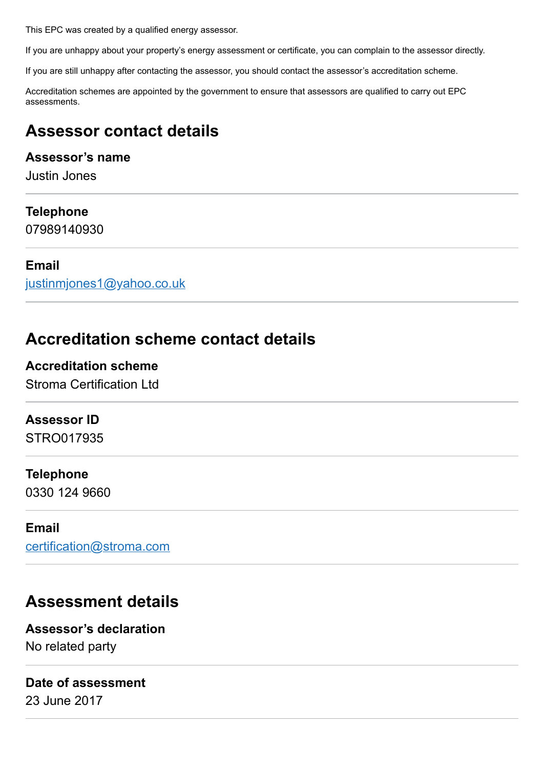This EPC was created by a qualified energy assessor.

If you are unhappy about your property's energy assessment or certificate, you can complain to the assessor directly.

If you are still unhappy after contacting the assessor, you should contact the assessor's accreditation scheme.

Accreditation schemes are appointed by the government to ensure that assessors are qualified to carry out EPC assessments.

## Assessor contact details

### Assessor's name

Justin Jones

### Telephone

07989140930

### Email

justinmjones1@yahoo.co.uk

## Accreditation scheme contact details

### Accreditation scheme

Stroma Certification Ltd

### Assessor ID

STRO017935

### Telephone

0330 124 9660

### Email

certification@stroma.com

## Assessment details

### Assessor's declaration

No related party

### Date of assessment

23 June 2017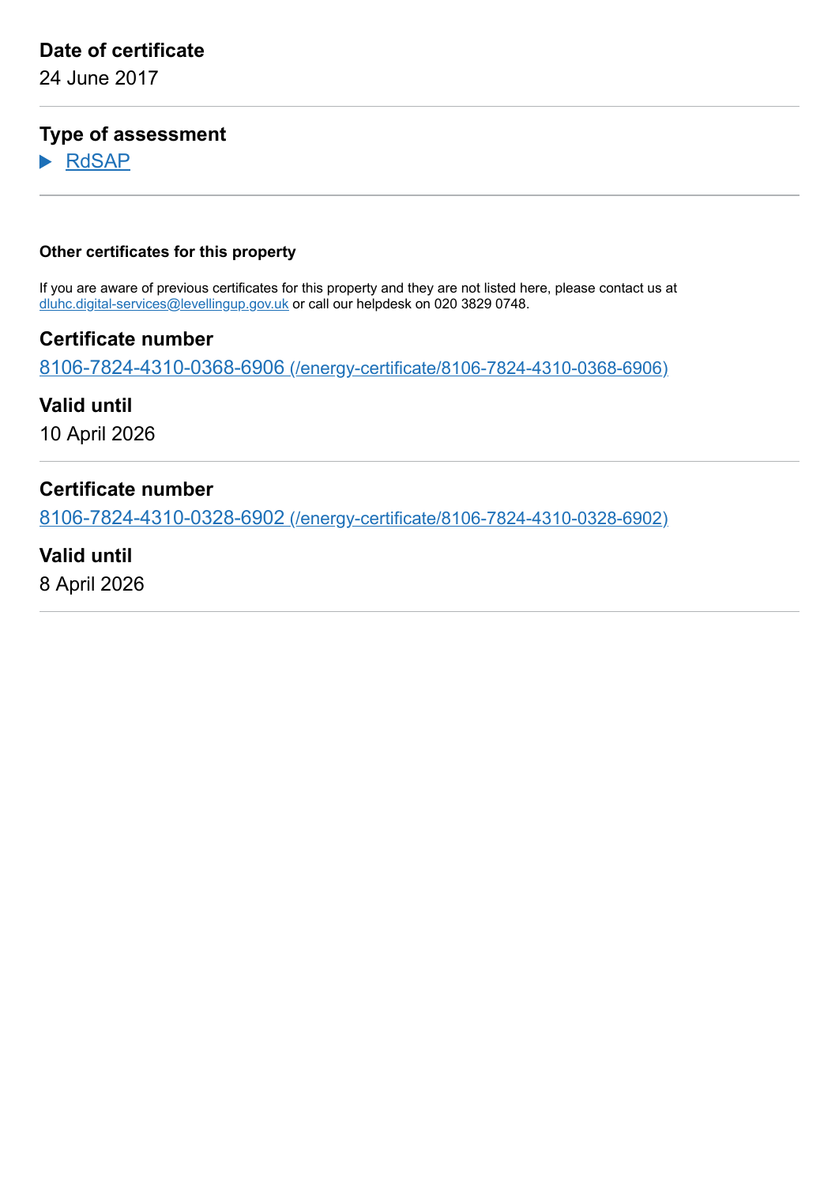**Date of certificate**

24 June 2017

**Type of assessment**

▶ RdSAP

**Other certificates for this property**

If you are aware of previous certificates for this property and they are not listed here, please contact us at dluhc.digital-services@levellingup.gov.uk or call our helpdesk on 020 3829 0748.

**Certificate number**

8106-7824-4310-0368-6906 (/energy-certificate/8106-7824-4310-0368-6906)

**Valid until**

10 April 2026

**Certificate number**

8106-7824-4310-0328-6902 (/energy-certificate/8106-7824-4310-0328-6902)

**Valid until**

8 April 2026